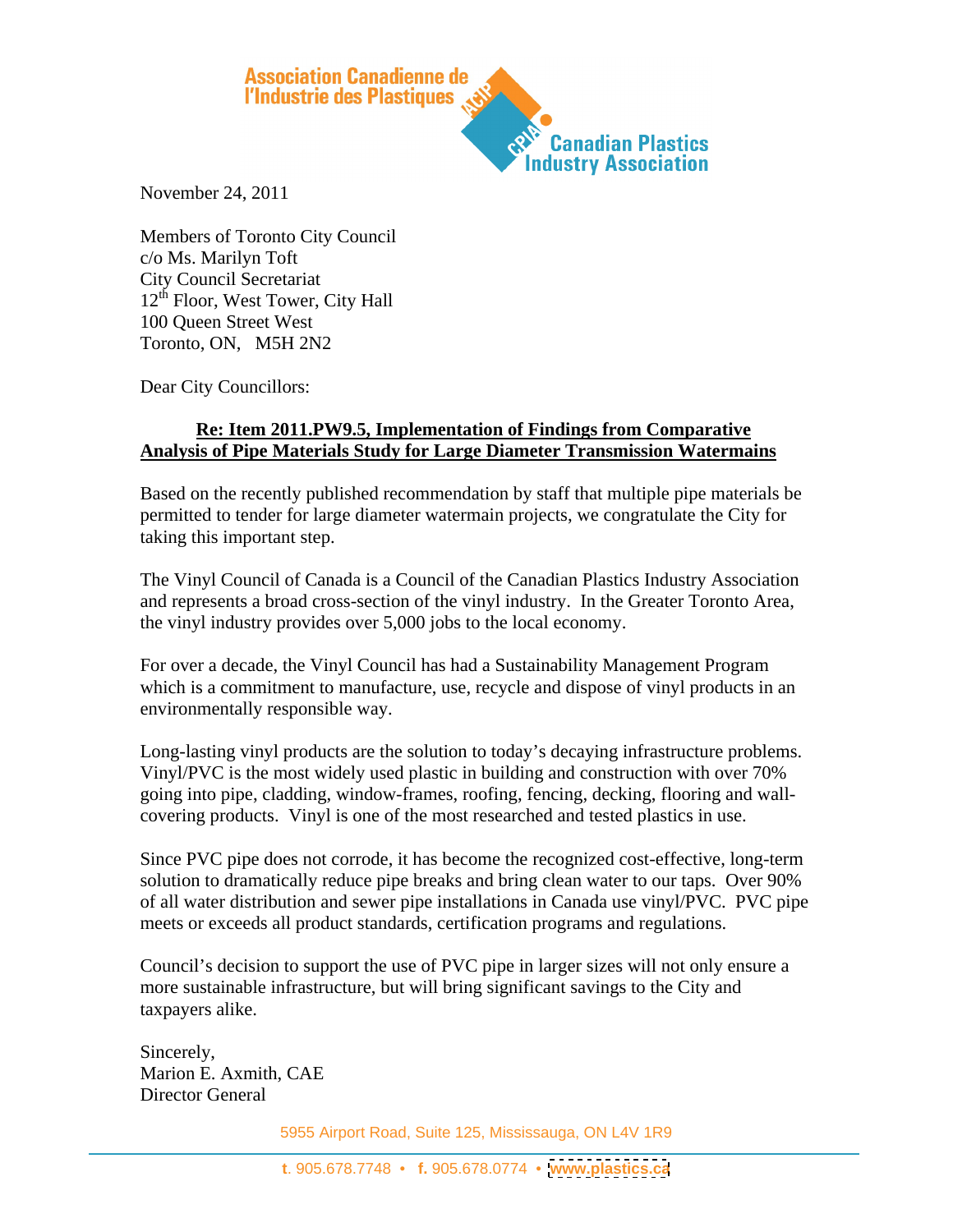Association Canadienne de l'Industrie des Plastiques

Canadian Plastics Industry Association

November 24, 2011

Members of Toronto City Council
c/o Ms. Marilyn Toft
City Council Secretariat
12th Floor, West Tower, City Hall
100 Queen Street West
Toronto, ON, M5H 2N2

Dear City Councillors:

**Re: Item 2011.PW9.5, Implementation of Findings from Comparative Analysis of Pipe Materials Study for Large Diameter Transmission Watermains**

Based on the recently published recommendation by staff that multiple pipe materials be permitted to tender for large diameter watermain projects, we congratulate the City for taking this important step.

The Vinyl Council of Canada is a Council of the Canadian Plastics Industry Association and represents a broad cross-section of the vinyl industry. In the Greater Toronto Area, the vinyl industry provides over 5,000 jobs to the local economy.

For over a decade, the Vinyl Council has had a Sustainability Management Program which is a commitment to manufacture, use, recycle and dispose of vinyl products in an environmentally responsible way.

Long-lasting vinyl products are the solution to today's decaying infrastructure problems. Vinyl/PVC is the most widely used plastic in building and construction with over 70% going into pipe, cladding, window-frames, roofing, fencing, decking, flooring and wall-covering products. Vinyl is one of the most researched and tested plastics in use.

Since PVC pipe does not corrode, it has become the recognized cost-effective, long-term solution to dramatically reduce pipe breaks and bring clean water to our taps. Over 90% of all water distribution and sewer pipe installations in Canada use vinyl/PVC. PVC pipe meets or exceeds all product standards, certification programs and regulations.

Council's decision to support the use of PVC pipe in larger sizes will not only ensure a more sustainable infrastructure, but will bring significant savings to the City and taxpayers alike.

Sincerely,
Marion E. Axmith, CAE
Director General

5955 Airport Road, Suite 125, Mississauga, ON L4V 1R9

**t.** 905.678.7748 • **f.** 905.678.0774 • **www.plastics.ca**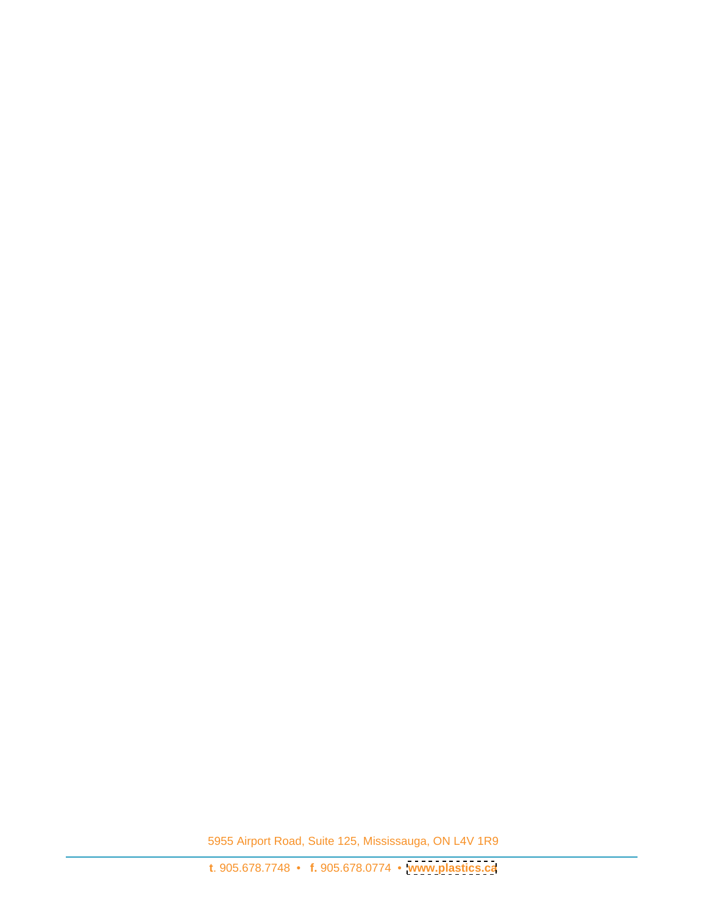5955 Airport Road, Suite 125, Mississauga, ON L4V 1R9

**t**. 905.678.7748 • **f.** 905.678.0774 • **www.plastics.ca**